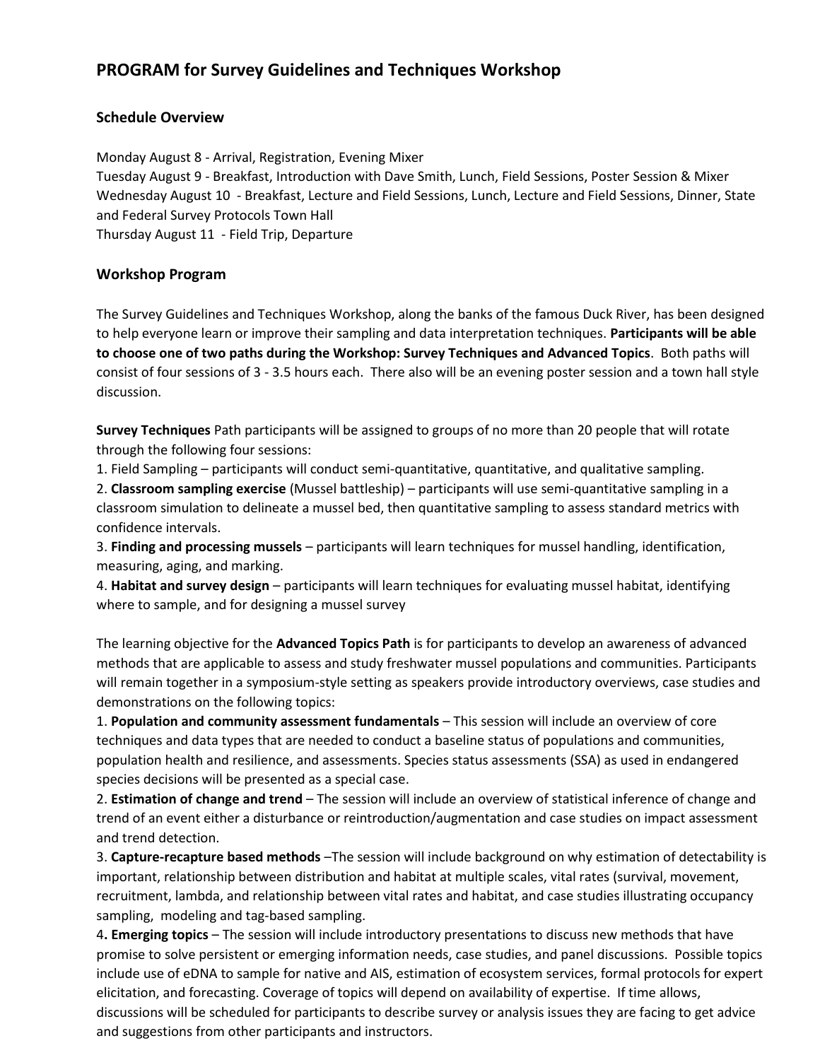# PROGRAM for Survey Guidelines and Techniques Workshop

## Schedule Overview

Monday August 8 - Arrival, Registration, Evening Mixer
Tuesday August 9 - Breakfast, Introduction with Dave Smith, Lunch, Field Sessions, Poster Session & Mixer
Wednesday August 10 - Breakfast, Lecture and Field Sessions, Lunch, Lecture and Field Sessions, Dinner, State and Federal Survey Protocols Town Hall
Thursday August 11 - Field Trip, Departure

## Workshop Program

The Survey Guidelines and Techniques Workshop, along the banks of the famous Duck River, has been designed to help everyone learn or improve their sampling and data interpretation techniques. **Participants will be able to choose one of two paths during the Workshop: Survey Techniques and Advanced Topics**. Both paths will consist of four sessions of 3 - 3.5 hours each. There also will be an evening poster session and a town hall style discussion.

**Survey Techniques** Path participants will be assigned to groups of no more than 20 people that will rotate through the following four sessions:

1. Field Sampling – participants will conduct semi-quantitative, quantitative, and qualitative sampling.
2. **Classroom sampling exercise** (Mussel battleship) – participants will use semi-quantitative sampling in a classroom simulation to delineate a mussel bed, then quantitative sampling to assess standard metrics with confidence intervals.
3. **Finding and processing mussels** – participants will learn techniques for mussel handling, identification, measuring, aging, and marking.
4. **Habitat and survey design** – participants will learn techniques for evaluating mussel habitat, identifying where to sample, and for designing a mussel survey

The learning objective for the **Advanced Topics Path** is for participants to develop an awareness of advanced methods that are applicable to assess and study freshwater mussel populations and communities. Participants will remain together in a symposium-style setting as speakers provide introductory overviews, case studies and demonstrations on the following topics:

1. **Population and community assessment fundamentals** – This session will include an overview of core techniques and data types that are needed to conduct a baseline status of populations and communities, population health and resilience, and assessments. Species status assessments (SSA) as used in endangered species decisions will be presented as a special case.
2. **Estimation of change and trend** – The session will include an overview of statistical inference of change and trend of an event either a disturbance or reintroduction/augmentation and case studies on impact assessment and trend detection.
3. **Capture-recapture based methods** –The session will include background on why estimation of detectability is important, relationship between distribution and habitat at multiple scales, vital rates (survival, movement, recruitment, lambda, and relationship between vital rates and habitat, and case studies illustrating occupancy sampling, modeling and tag-based sampling.
4. **Emerging topics** – The session will include introductory presentations to discuss new methods that have promise to solve persistent or emerging information needs, case studies, and panel discussions. Possible topics include use of eDNA to sample for native and AIS, estimation of ecosystem services, formal protocols for expert elicitation, and forecasting. Coverage of topics will depend on availability of expertise. If time allows, discussions will be scheduled for participants to describe survey or analysis issues they are facing to get advice and suggestions from other participants and instructors.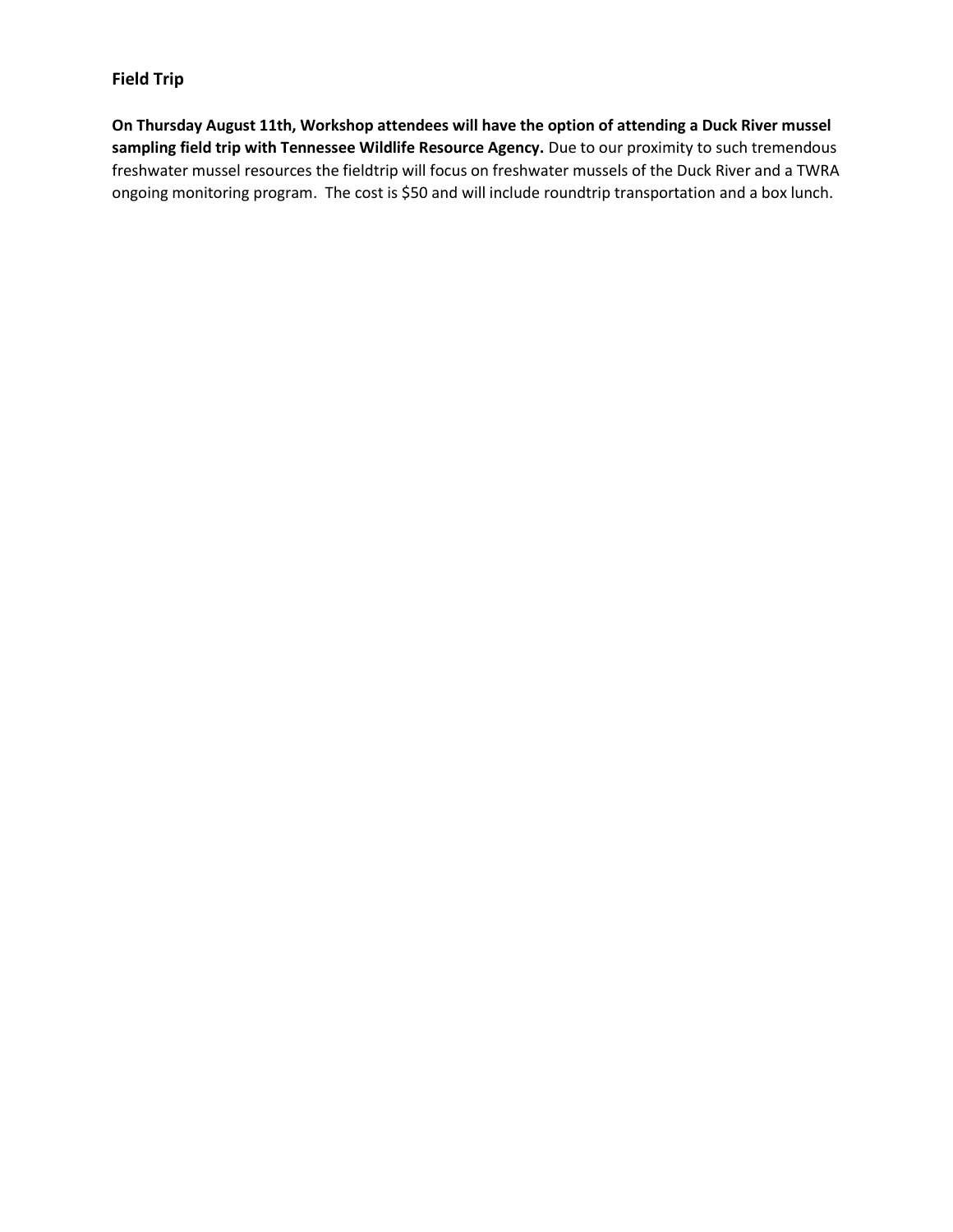## Field Trip

**On Thursday August 11th, Workshop attendees will have the option of attending a Duck River mussel sampling field trip with Tennessee Wildlife Resource Agency.** Due to our proximity to such tremendous freshwater mussel resources the fieldtrip will focus on freshwater mussels of the Duck River and a TWRA ongoing monitoring program. The cost is $50 and will include roundtrip transportation and a box lunch.